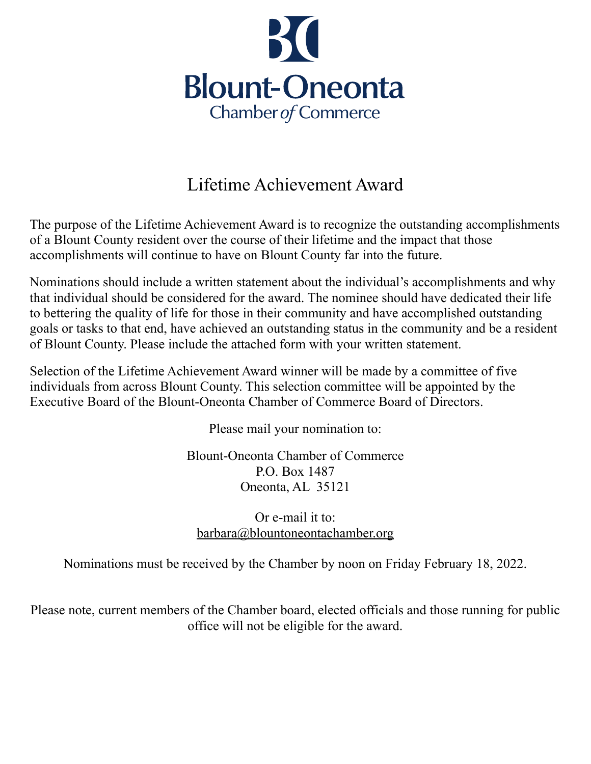# Blount-Oneonta Chamber *of* Commerce

## Lifetime Achievement Award

The purpose of the Lifetime Achievement Award is to recognize the outstanding accomplishments of a Blount County resident over the course of their lifetime and the impact that those accomplishments will continue to have on Blount County far into the future.

Nominations should include a written statement about the individual's accomplishments and why that individual should be considered for the award. The nominee should have dedicated their life to bettering the quality of life for those in their community and have accomplished outstanding goals or tasks to that end, have achieved an outstanding status in the community and be a resident of Blount County. Please include the attached form with your written statement.

Selection of the Lifetime Achievement Award winner will be made by a committee of five individuals from across Blount County. This selection committee will be appointed by the Executive Board of the Blount-Oneonta Chamber of Commerce Board of Directors.

Please mail your nomination to:

Blount-Oneonta Chamber of Commerce
P.O. Box 1487
Oneonta, AL 35121

Or e-mail it to:
barbara@blountoneontachamber.org

Nominations must be received by the Chamber by noon on Friday February 18, 2022.

Please note, current members of the Chamber board, elected officials and those running for public office will not be eligible for the award.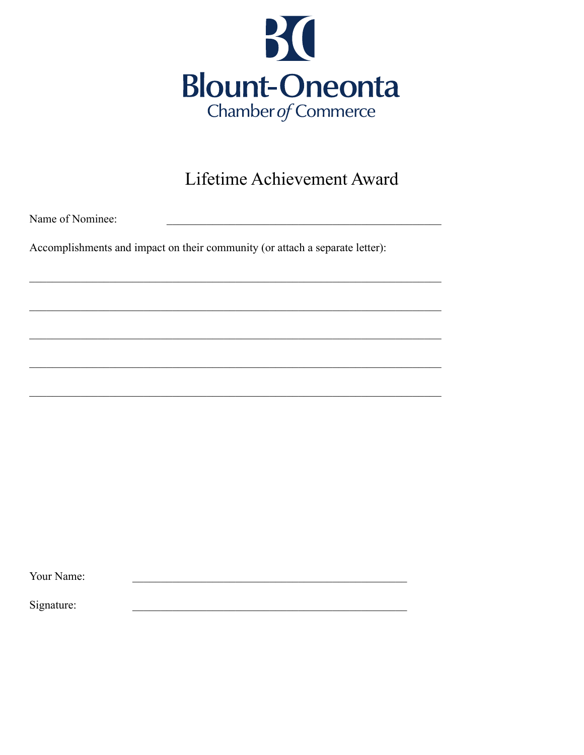Blount-Oneonta
Chamber *of* Commerce

# Lifetime Achievement Award

Name of Nominee: ______________________________________________

Accomplishments and impact on their community (or attach a separate letter):

______________________________________________________________________

______________________________________________________________________

______________________________________________________________________

______________________________________________________________________

______________________________________________________________________

Your Name: ______________________________________________

Signature: ______________________________________________